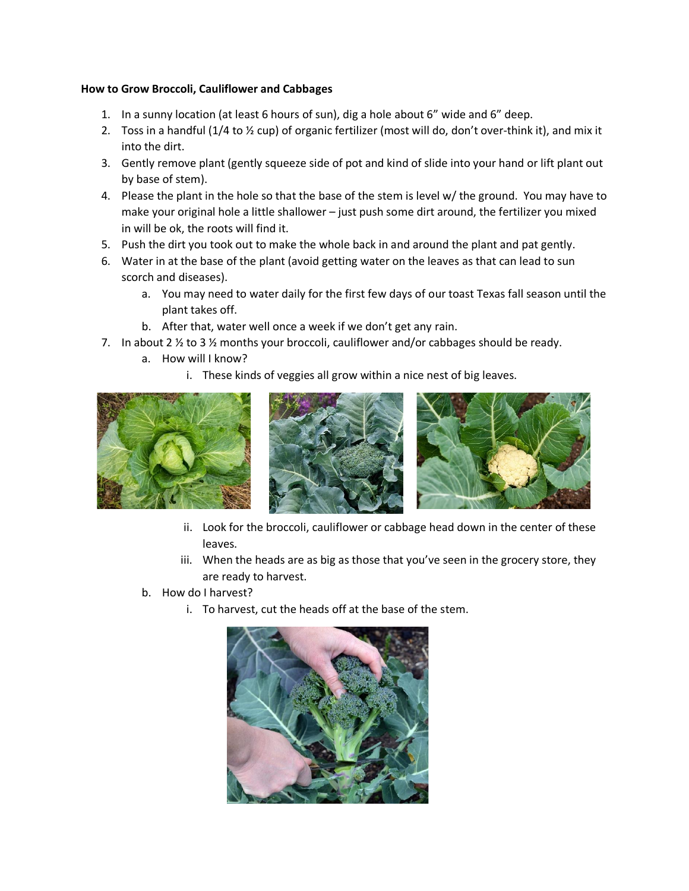**How to Grow Broccoli, Cauliflower and Cabbages**

1. In a sunny location (at least 6 hours of sun), dig a hole about 6" wide and 6" deep.
2. Toss in a handful (1/4 to ½ cup) of organic fertilizer (most will do, don't over-think it), and mix it into the dirt.
3. Gently remove plant (gently squeeze side of pot and kind of slide into your hand or lift plant out by base of stem).
4. Please the plant in the hole so that the base of the stem is level w/ the ground. You may have to make your original hole a little shallower – just push some dirt around, the fertilizer you mixed in will be ok, the roots will find it.
5. Push the dirt you took out to make the whole back in and around the plant and pat gently.
6. Water in at the base of the plant (avoid getting water on the leaves as that can lead to sun scorch and diseases).
   a. You may need to water daily for the first few days of our toast Texas fall season until the plant takes off.
   b. After that, water well once a week if we don't get any rain.
7. In about 2 ½ to 3 ½ months your broccoli, cauliflower and/or cabbages should be ready.
   a. How will I know?
      i. These kinds of veggies all grow within a nice nest of big leaves.
      ii. Look for the broccoli, cauliflower or cabbage head down in the center of these leaves.
      iii. When the heads are as big as those that you've seen in the grocery store, they are ready to harvest.
   b. How do I harvest?
      i. To harvest, cut the heads off at the base of the stem.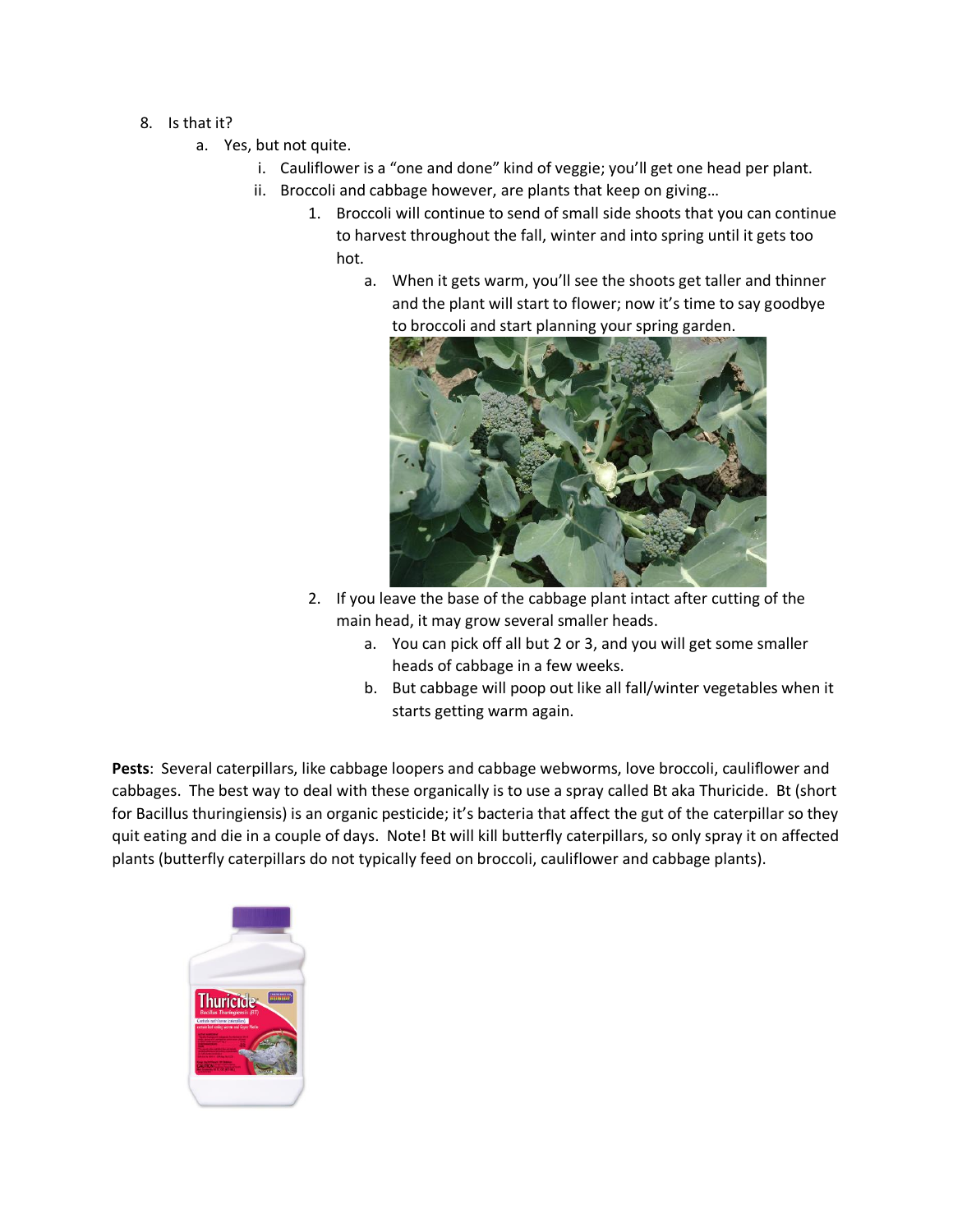8. Is that it?
    a. Yes, but not quite.
        i. Cauliflower is a "one and done" kind of veggie; you'll get one head per plant.
        ii. Broccoli and cabbage however, are plants that keep on giving…
            1. Broccoli will continue to send of small side shoots that you can continue to harvest throughout the fall, winter and into spring until it gets too hot.
                a. When it gets warm, you'll see the shoots get taller and thinner and the plant will start to flower; now it's time to say goodbye to broccoli and start planning your spring garden.
            2. If you leave the base of the cabbage plant intact after cutting of the main head, it may grow several smaller heads.
                a. You can pick off all but 2 or 3, and you will get some smaller heads of cabbage in a few weeks.
                b. But cabbage will poop out like all fall/winter vegetables when it starts getting warm again.

**Pests**: Several caterpillars, like cabbage loopers and cabbage webworms, love broccoli, cauliflower and cabbages. The best way to deal with these organically is to use a spray called Bt aka Thuricide. Bt (short for Bacillus thuringiensis) is an organic pesticide; it's bacteria that affect the gut of the caterpillar so they quit eating and die in a couple of days. Note! Bt will kill butterfly caterpillars, so only spray it on affected plants (butterfly caterpillars do not typically feed on broccoli, cauliflower and cabbage plants).